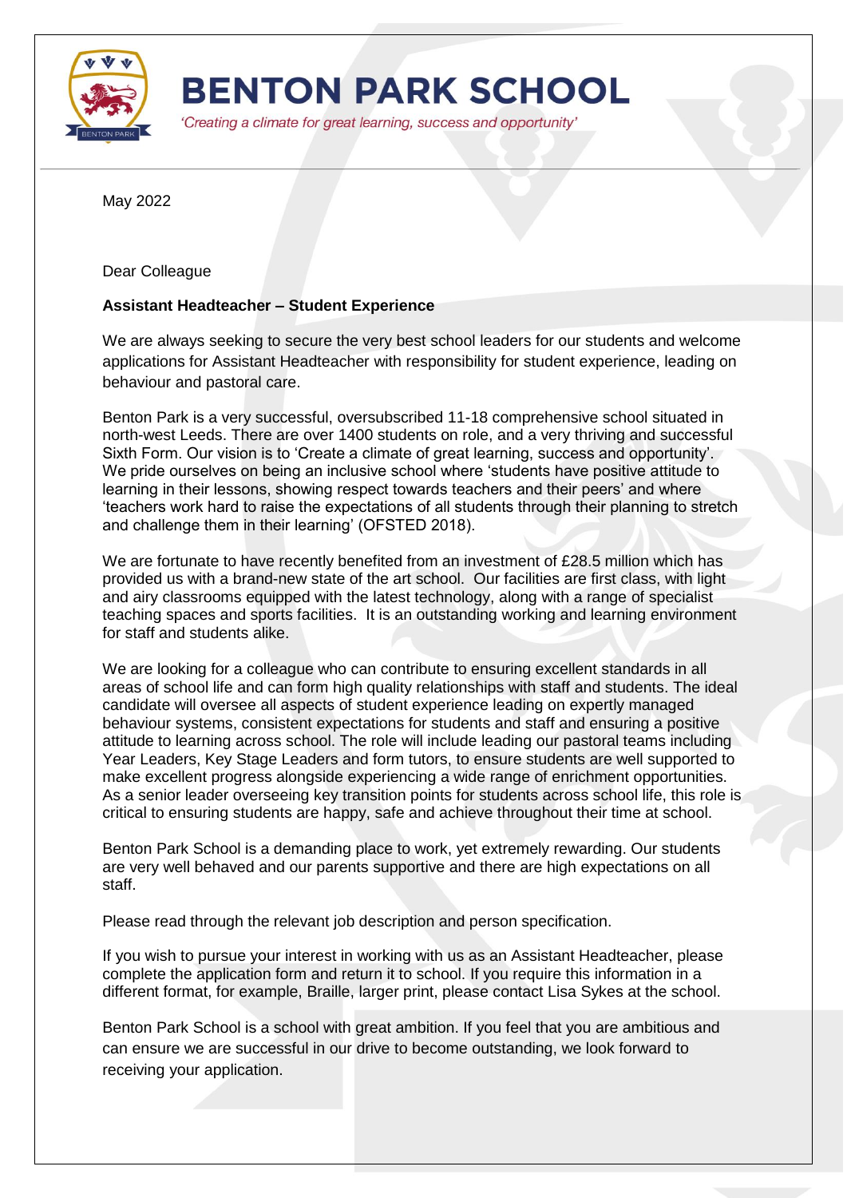# BENTON PARK SCHOOL

*'Creating a climate for great learning, success and opportunity'*

May 2022

Dear Colleague

**Assistant Headteacher – Student Experience**

We are always seeking to secure the very best school leaders for our students and welcome applications for Assistant Headteacher with responsibility for student experience, leading on behaviour and pastoral care.

Benton Park is a very successful, oversubscribed 11-18 comprehensive school situated in north-west Leeds. There are over 1400 students on role, and a very thriving and successful Sixth Form. Our vision is to 'Create a climate of great learning, success and opportunity'. We pride ourselves on being an inclusive school where 'students have positive attitude to learning in their lessons, showing respect towards teachers and their peers' and where 'teachers work hard to raise the expectations of all students through their planning to stretch and challenge them in their learning' (OFSTED 2018).

We are fortunate to have recently benefited from an investment of £28.5 million which has provided us with a brand-new state of the art school. Our facilities are first class, with light and airy classrooms equipped with the latest technology, along with a range of specialist teaching spaces and sports facilities. It is an outstanding working and learning environment for staff and students alike.

We are looking for a colleague who can contribute to ensuring excellent standards in all areas of school life and can form high quality relationships with staff and students. The ideal candidate will oversee all aspects of student experience leading on expertly managed behaviour systems, consistent expectations for students and staff and ensuring a positive attitude to learning across school. The role will include leading our pastoral teams including Year Leaders, Key Stage Leaders and form tutors, to ensure students are well supported to make excellent progress alongside experiencing a wide range of enrichment opportunities. As a senior leader overseeing key transition points for students across school life, this role is critical to ensuring students are happy, safe and achieve throughout their time at school.

Benton Park School is a demanding place to work, yet extremely rewarding. Our students are very well behaved and our parents supportive and there are high expectations on all staff.

Please read through the relevant job description and person specification.

If you wish to pursue your interest in working with us as an Assistant Headteacher, please complete the application form and return it to school. If you require this information in a different format, for example, Braille, larger print, please contact Lisa Sykes at the school.

Benton Park School is a school with great ambition. If you feel that you are ambitious and can ensure we are successful in our drive to become outstanding, we look forward to receiving your application.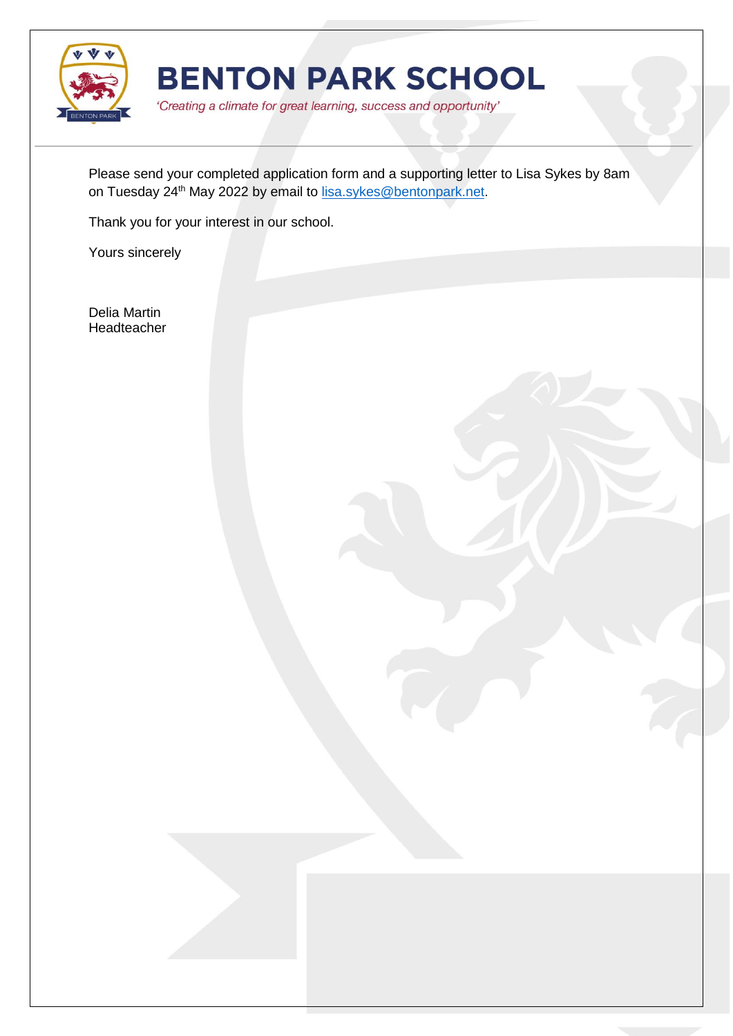# BENTON PARK SCHOOL

*'Creating a climate for great learning, success and opportunity'*

Please send your completed application form and a supporting letter to Lisa Sykes by 8am on Tuesday 24th May 2022 by email to lisa.sykes@bentonpark.net.

Thank you for your interest in our school.

Yours sincerely

Delia Martin
Headteacher